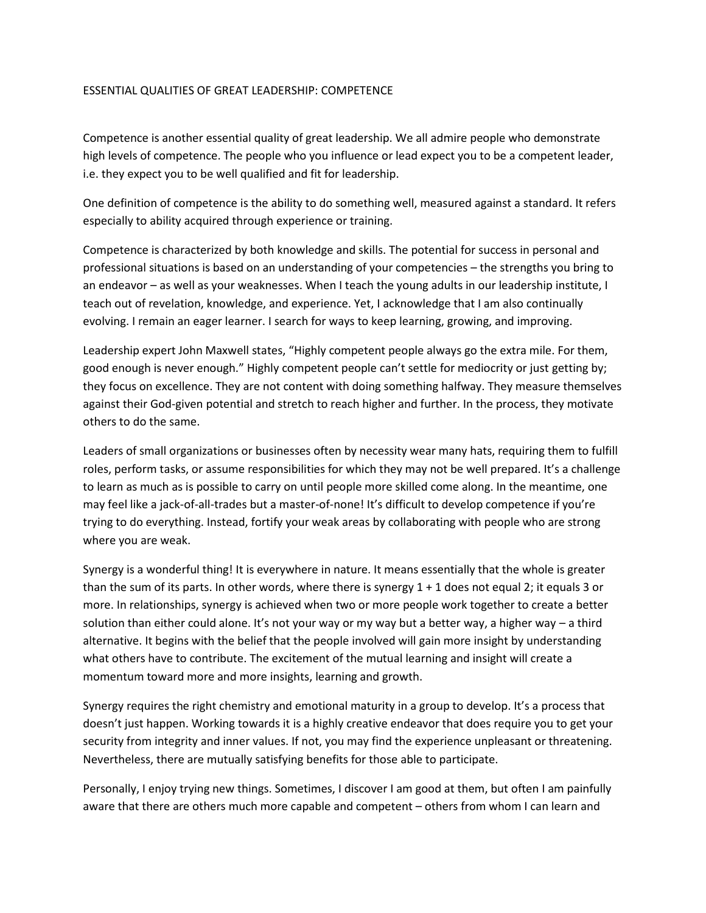# ESSENTIAL QUALITIES OF GREAT LEADERSHIP: COMPETENCE

Competence is another essential quality of great leadership. We all admire people who demonstrate high levels of competence. The people who you influence or lead expect you to be a competent leader, i.e. they expect you to be well qualified and fit for leadership.

One definition of competence is the ability to do something well, measured against a standard. It refers especially to ability acquired through experience or training.

Competence is characterized by both knowledge and skills. The potential for success in personal and professional situations is based on an understanding of your competencies – the strengths you bring to an endeavor – as well as your weaknesses. When I teach the young adults in our leadership institute, I teach out of revelation, knowledge, and experience. Yet, I acknowledge that I am also continually evolving. I remain an eager learner. I search for ways to keep learning, growing, and improving.

Leadership expert John Maxwell states, "Highly competent people always go the extra mile. For them, good enough is never enough." Highly competent people can't settle for mediocrity or just getting by; they focus on excellence. They are not content with doing something halfway. They measure themselves against their God-given potential and stretch to reach higher and further. In the process, they motivate others to do the same.

Leaders of small organizations or businesses often by necessity wear many hats, requiring them to fulfill roles, perform tasks, or assume responsibilities for which they may not be well prepared. It's a challenge to learn as much as is possible to carry on until people more skilled come along. In the meantime, one may feel like a jack-of-all-trades but a master-of-none! It's difficult to develop competence if you're trying to do everything. Instead, fortify your weak areas by collaborating with people who are strong where you are weak.

Synergy is a wonderful thing! It is everywhere in nature. It means essentially that the whole is greater than the sum of its parts. In other words, where there is synergy 1 + 1 does not equal 2; it equals 3 or more. In relationships, synergy is achieved when two or more people work together to create a better solution than either could alone. It's not your way or my way but a better way, a higher way – a third alternative. It begins with the belief that the people involved will gain more insight by understanding what others have to contribute. The excitement of the mutual learning and insight will create a momentum toward more and more insights, learning and growth.

Synergy requires the right chemistry and emotional maturity in a group to develop. It's a process that doesn't just happen. Working towards it is a highly creative endeavor that does require you to get your security from integrity and inner values. If not, you may find the experience unpleasant or threatening. Nevertheless, there are mutually satisfying benefits for those able to participate.

Personally, I enjoy trying new things. Sometimes, I discover I am good at them, but often I am painfully aware that there are others much more capable and competent – others from whom I can learn and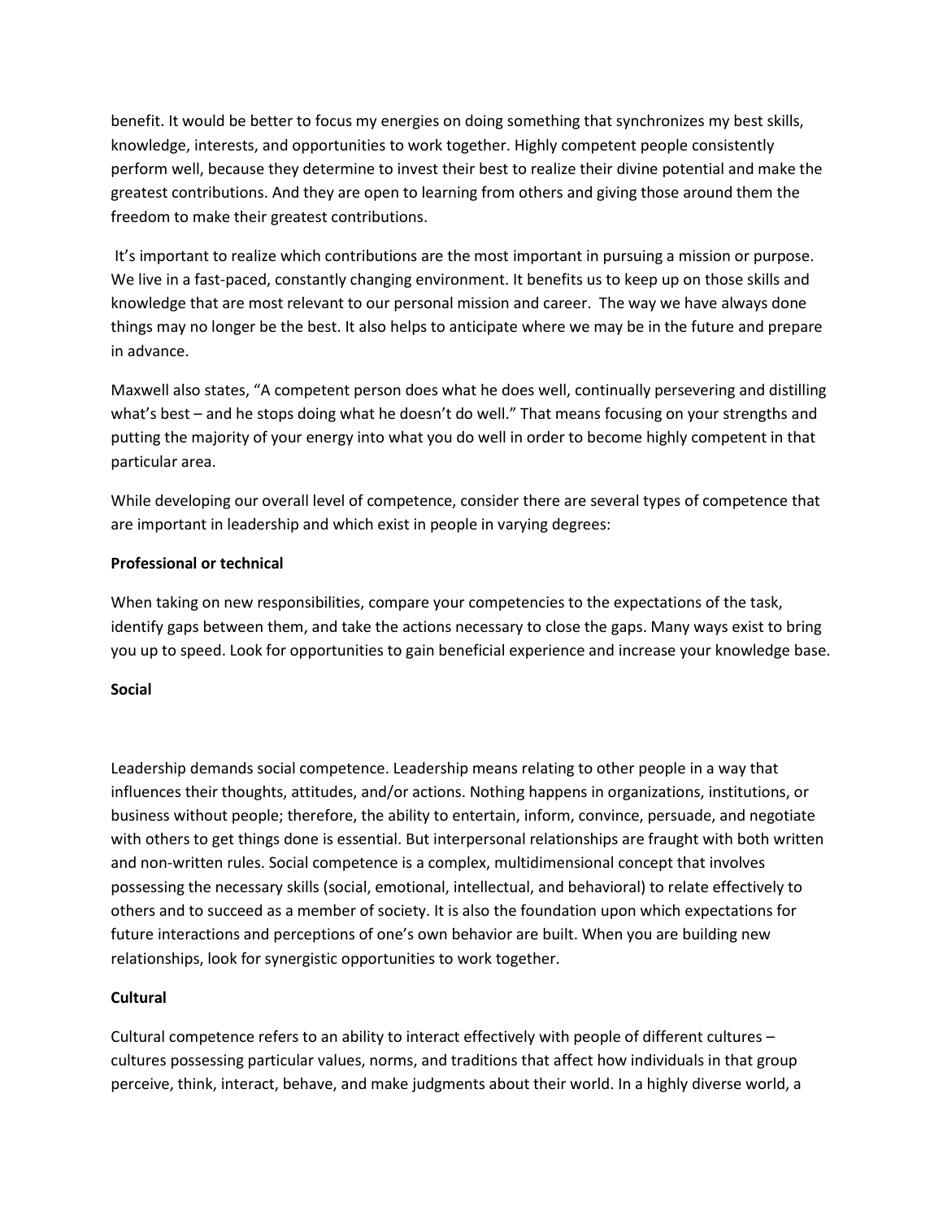benefit. It would be better to focus my energies on doing something that synchronizes my best skills, knowledge, interests, and opportunities to work together. Highly competent people consistently perform well, because they determine to invest their best to realize their divine potential and make the greatest contributions. And they are open to learning from others and giving those around them the freedom to make their greatest contributions.

It's important to realize which contributions are the most important in pursuing a mission or purpose. We live in a fast-paced, constantly changing environment. It benefits us to keep up on those skills and knowledge that are most relevant to our personal mission and career. The way we have always done things may no longer be the best. It also helps to anticipate where we may be in the future and prepare in advance.

Maxwell also states, "A competent person does what he does well, continually persevering and distilling what's best – and he stops doing what he doesn't do well." That means focusing on your strengths and putting the majority of your energy into what you do well in order to become highly competent in that particular area.

While developing our overall level of competence, consider there are several types of competence that are important in leadership and which exist in people in varying degrees:

**Professional or technical**

When taking on new responsibilities, compare your competencies to the expectations of the task, identify gaps between them, and take the actions necessary to close the gaps. Many ways exist to bring you up to speed. Look for opportunities to gain beneficial experience and increase your knowledge base.

**Social**

Leadership demands social competence. Leadership means relating to other people in a way that influences their thoughts, attitudes, and/or actions. Nothing happens in organizations, institutions, or business without people; therefore, the ability to entertain, inform, convince, persuade, and negotiate with others to get things done is essential. But interpersonal relationships are fraught with both written and non-written rules. Social competence is a complex, multidimensional concept that involves possessing the necessary skills (social, emotional, intellectual, and behavioral) to relate effectively to others and to succeed as a member of society. It is also the foundation upon which expectations for future interactions and perceptions of one's own behavior are built. When you are building new relationships, look for synergistic opportunities to work together.

**Cultural**

Cultural competence refers to an ability to interact effectively with people of different cultures – cultures possessing particular values, norms, and traditions that affect how individuals in that group perceive, think, interact, behave, and make judgments about their world. In a highly diverse world, a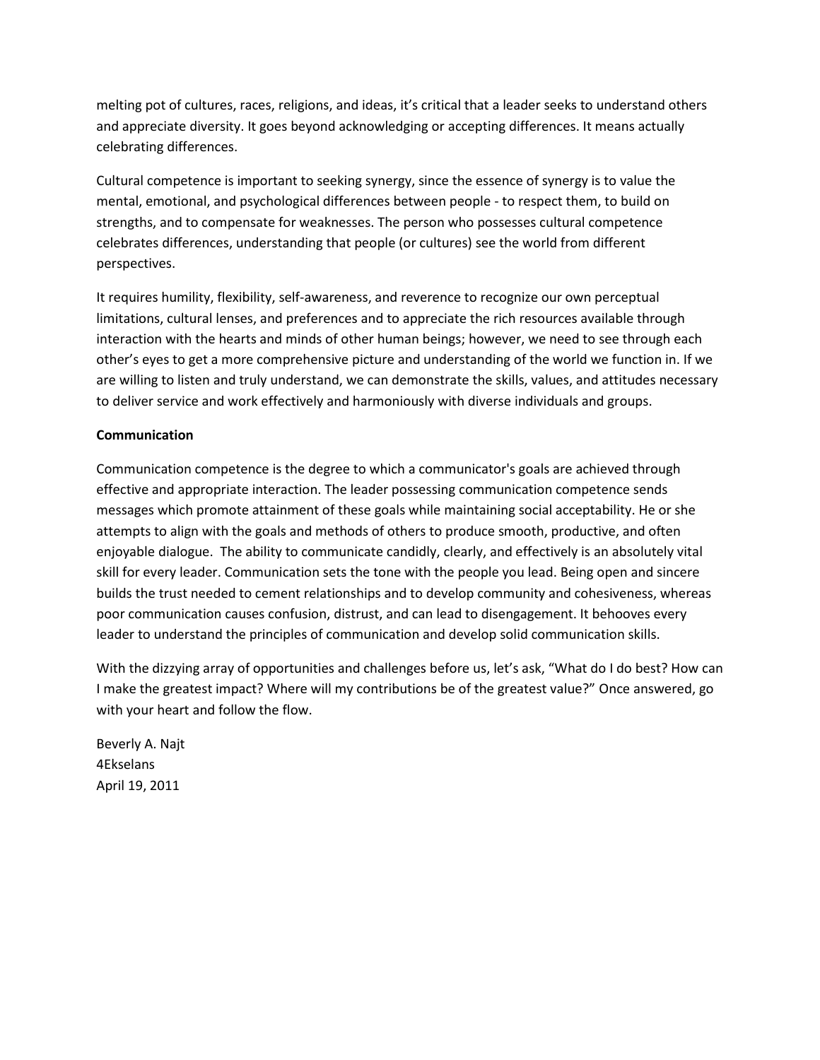melting pot of cultures, races, religions, and ideas, it's critical that a leader seeks to understand others and appreciate diversity. It goes beyond acknowledging or accepting differences. It means actually celebrating differences.

Cultural competence is important to seeking synergy, since the essence of synergy is to value the mental, emotional, and psychological differences between people - to respect them, to build on strengths, and to compensate for weaknesses. The person who possesses cultural competence celebrates differences, understanding that people (or cultures) see the world from different perspectives.

It requires humility, flexibility, self-awareness, and reverence to recognize our own perceptual limitations, cultural lenses, and preferences and to appreciate the rich resources available through interaction with the hearts and minds of other human beings; however, we need to see through each other's eyes to get a more comprehensive picture and understanding of the world we function in. If we are willing to listen and truly understand, we can demonstrate the skills, values, and attitudes necessary to deliver service and work effectively and harmoniously with diverse individuals and groups.

**Communication**

Communication competence is the degree to which a communicator's goals are achieved through effective and appropriate interaction. The leader possessing communication competence sends messages which promote attainment of these goals while maintaining social acceptability. He or she attempts to align with the goals and methods of others to produce smooth, productive, and often enjoyable dialogue. The ability to communicate candidly, clearly, and effectively is an absolutely vital skill for every leader. Communication sets the tone with the people you lead. Being open and sincere builds the trust needed to cement relationships and to develop community and cohesiveness, whereas poor communication causes confusion, distrust, and can lead to disengagement. It behooves every leader to understand the principles of communication and develop solid communication skills.

With the dizzying array of opportunities and challenges before us, let's ask, "What do I do best? How can I make the greatest impact? Where will my contributions be of the greatest value?" Once answered, go with your heart and follow the flow.

Beverly A. Najt
4Ekselans
April 19, 2011